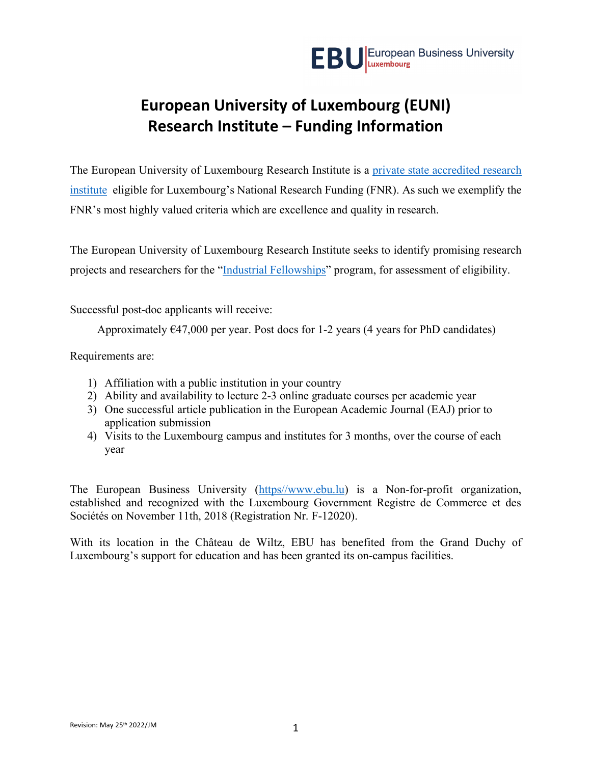EBU European Business University Luxembourg

# European University of Luxembourg (EUNI) Research Institute – Funding Information

The European University of Luxembourg Research Institute is a [private state accredited research institute]() eligible for Luxembourg's National Research Funding (FNR). As such we exemplify the FNR's most highly valued criteria which are excellence and quality in research.

The European University of Luxembourg Research Institute seeks to identify promising research projects and researchers for the "[Industrial Fellowships]()" program, for assessment of eligibility.

Successful post-doc applicants will receive:

Approximately €47,000 per year. Post docs for 1-2 years (4 years for PhD candidates)

Requirements are:

1) Affiliation with a public institution in your country
2) Ability and availability to lecture 2-3 online graduate courses per academic year
3) One successful article publication in the European Academic Journal (EAJ) prior to application submission
4) Visits to the Luxembourg campus and institutes for 3 months, over the course of each year

The European Business University ([https//www.ebu.lu]()) is a Non-for-profit organization, established and recognized with the Luxembourg Government Registre de Commerce et des Sociétés on November 11th, 2018 (Registration Nr. F-12020).

With its location in the Château de Wiltz, EBU has benefited from the Grand Duchy of Luxembourg's support for education and has been granted its on-campus facilities.

Revision: May 25th 2022/JM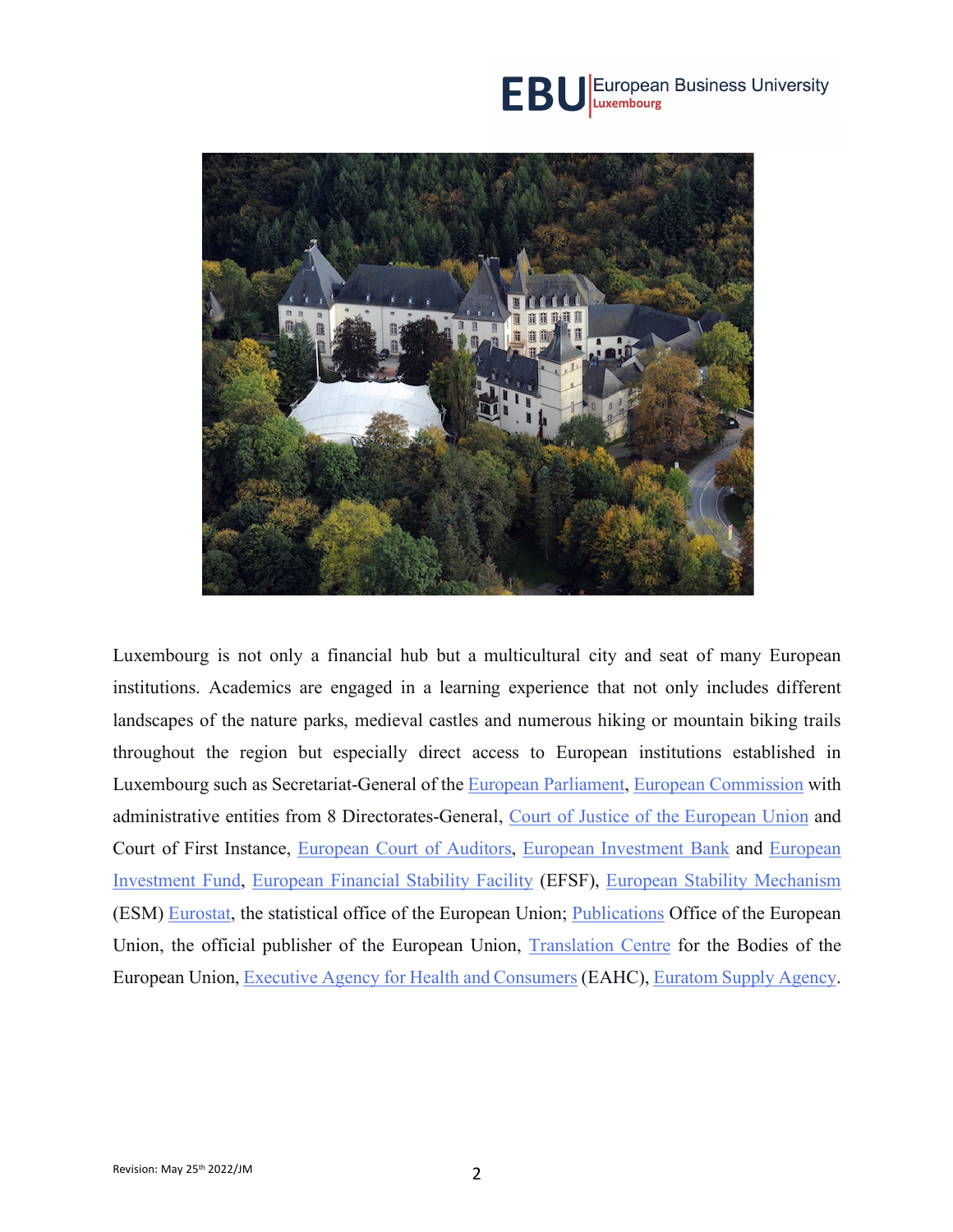Luxembourg is not only a financial hub but a multicultural city and seat of many European institutions. Academics are engaged in a learning experience that not only includes different landscapes of the nature parks, medieval castles and numerous hiking or mountain biking trails throughout the region but especially direct access to European institutions established in Luxembourg such as Secretariat-General of the European Parliament, European Commission with administrative entities from 8 Directorates-General, Court of Justice of the European Union and Court of First Instance, European Court of Auditors, European Investment Bank and European Investment Fund, European Financial Stability Facility (EFSF), European Stability Mechanism (ESM) Eurostat, the statistical office of the European Union; Publications Office of the European Union, the official publisher of the European Union, Translation Centre for the Bodies of the European Union, Executive Agency for Health and Consumers (EAHC), Euratom Supply Agency.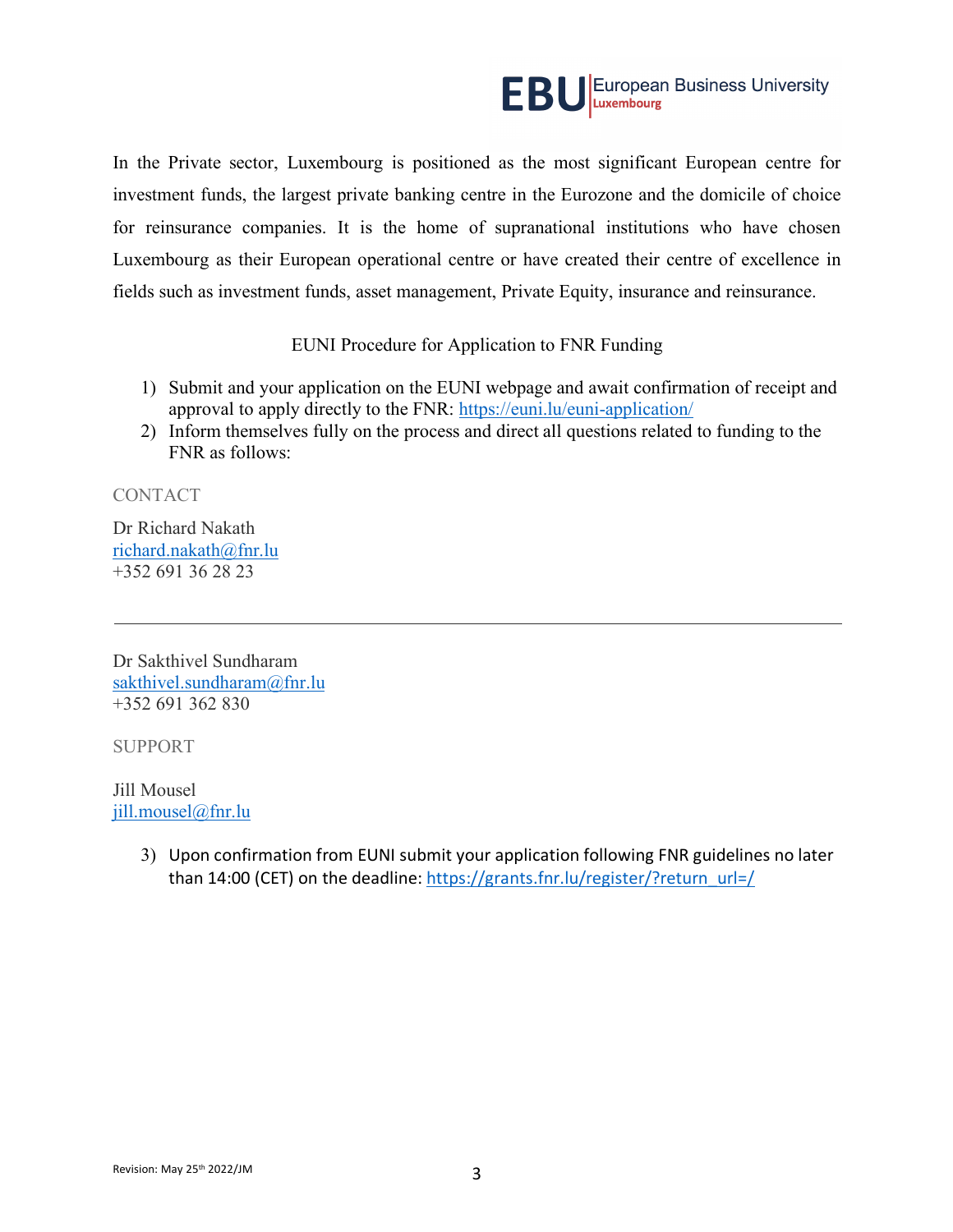In the Private sector, Luxembourg is positioned as the most significant European centre for investment funds, the largest private banking centre in the Eurozone and the domicile of choice for reinsurance companies. It is the home of supranational institutions who have chosen Luxembourg as their European operational centre or have created their centre of excellence in fields such as investment funds, asset management, Private Equity, insurance and reinsurance.

EUNI Procedure for Application to FNR Funding

1) Submit and your application on the EUNI webpage and await confirmation of receipt and approval to apply directly to the FNR: https://euni.lu/euni-application/
2) Inform themselves fully on the process and direct all questions related to funding to the FNR as follows:

CONTACT

Dr Richard Nakath
richard.nakath@fnr.lu
+352 691 36 28 23

---

Dr Sakthivel Sundharam
sakthivel.sundharam@fnr.lu
+352 691 362 830

SUPPORT

Jill Mousel
jill.mousel@fnr.lu

3) Upon confirmation from EUNI submit your application following FNR guidelines no later than 14:00 (CET) on the deadline: https://grants.fnr.lu/register/?return_url=/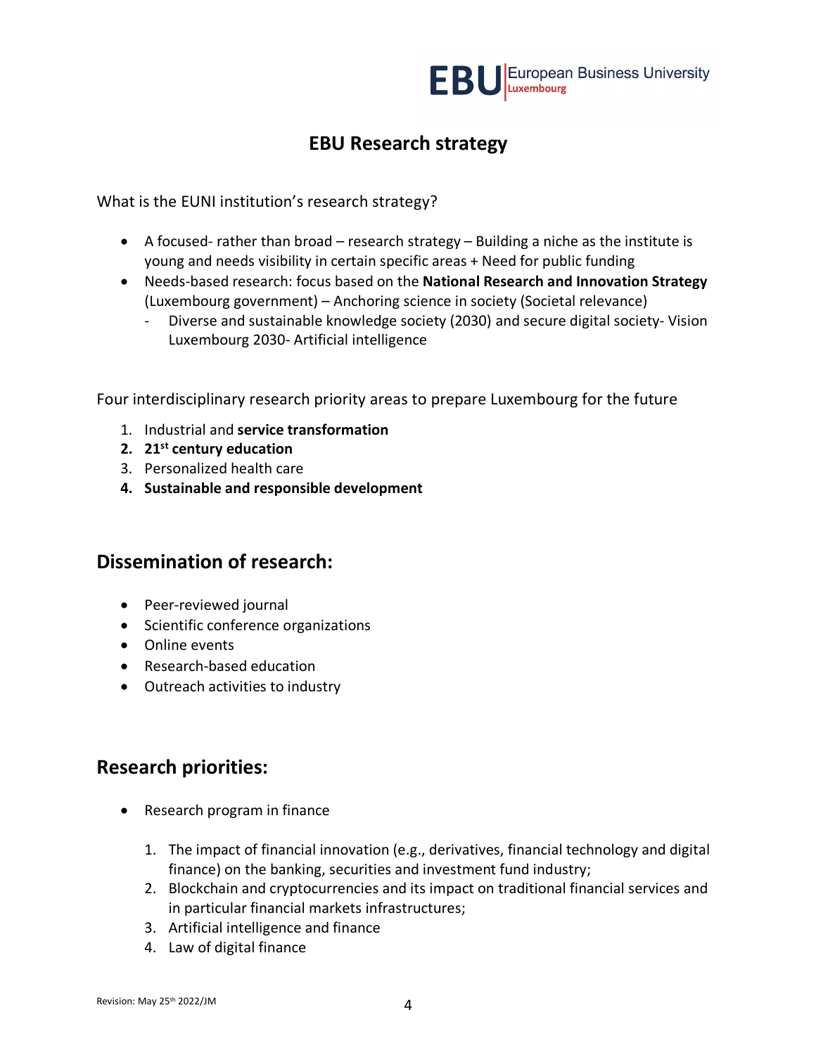# EBU Research strategy

What is the EUNI institution's research strategy?

- A focused- rather than broad – research strategy – Building a niche as the institute is young and needs visibility in certain specific areas + Need for public funding
- Needs-based research: focus based on the **National Research and Innovation Strategy** (Luxembourg government) – Anchoring science in society (Societal relevance)
  - Diverse and sustainable knowledge society (2030) and secure digital society- Vision Luxembourg 2030- Artificial intelligence

Four interdisciplinary research priority areas to prepare Luxembourg for the future

1. Industrial and **service transformation**
2. **21st century education**
3. Personalized health care
4. **Sustainable and responsible development**

## Dissemination of research:

- Peer-reviewed journal
- Scientific conference organizations
- Online events
- Research-based education
- Outreach activities to industry

## Research priorities:

- Research program in finance

  1. The impact of financial innovation (e.g., derivatives, financial technology and digital finance) on the banking, securities and investment fund industry;
  2. Blockchain and cryptocurrencies and its impact on traditional financial services and in particular financial markets infrastructures;
  3. Artificial intelligence and finance
  4. Law of digital finance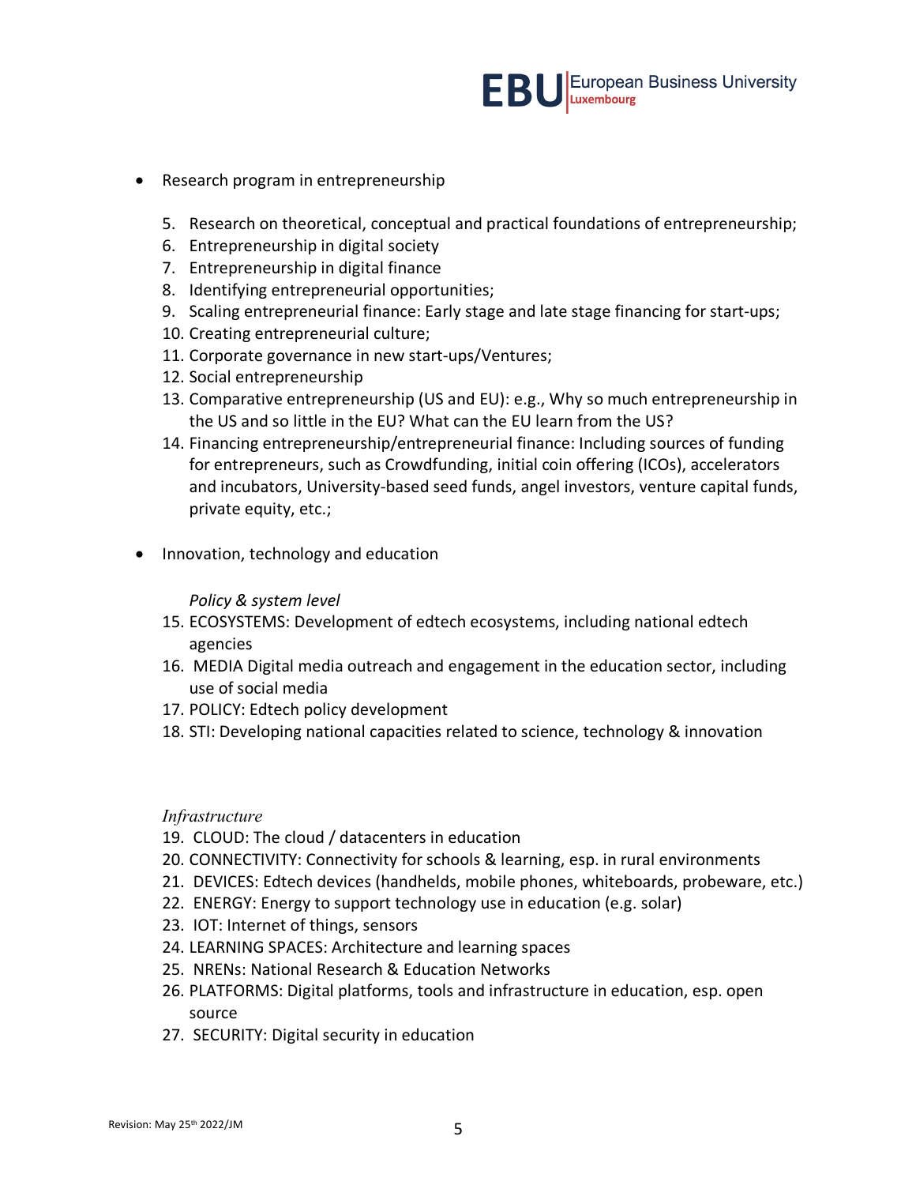- Research program in entrepreneurship

    5. Research on theoretical, conceptual and practical foundations of entrepreneurship;
    6. Entrepreneurship in digital society
    7. Entrepreneurship in digital finance
    8. Identifying entrepreneurial opportunities;
    9. Scaling entrepreneurial finance: Early stage and late stage financing for start-ups;
    10. Creating entrepreneurial culture;
    11. Corporate governance in new start-ups/Ventures;
    12. Social entrepreneurship
    13. Comparative entrepreneurship (US and EU): e.g., Why so much entrepreneurship in the US and so little in the EU? What can the EU learn from the US?
    14. Financing entrepreneurship/entrepreneurial finance: Including sources of funding for entrepreneurs, such as Crowdfunding, initial coin offering (ICOs), accelerators and incubators, University-based seed funds, angel investors, venture capital funds, private equity, etc.;

- Innovation, technology and education

    *Policy & system level*

    15. ECOSYSTEMS: Development of edtech ecosystems, including national edtech agencies
    16. MEDIA Digital media outreach and engagement in the education sector, including use of social media
    17. POLICY: Edtech policy development
    18. STI: Developing national capacities related to science, technology & innovation

    *Infrastructure*

    19. CLOUD: The cloud / datacenters in education
    20. CONNECTIVITY: Connectivity for schools & learning, esp. in rural environments
    21. DEVICES: Edtech devices (handhelds, mobile phones, whiteboards, probeware, etc.)
    22. ENERGY: Energy to support technology use in education (e.g. solar)
    23. IOT: Internet of things, sensors
    24. LEARNING SPACES: Architecture and learning spaces
    25. NRENs: National Research & Education Networks
    26. PLATFORMS: Digital platforms, tools and infrastructure in education, esp. open source
    27. SECURITY: Digital security in education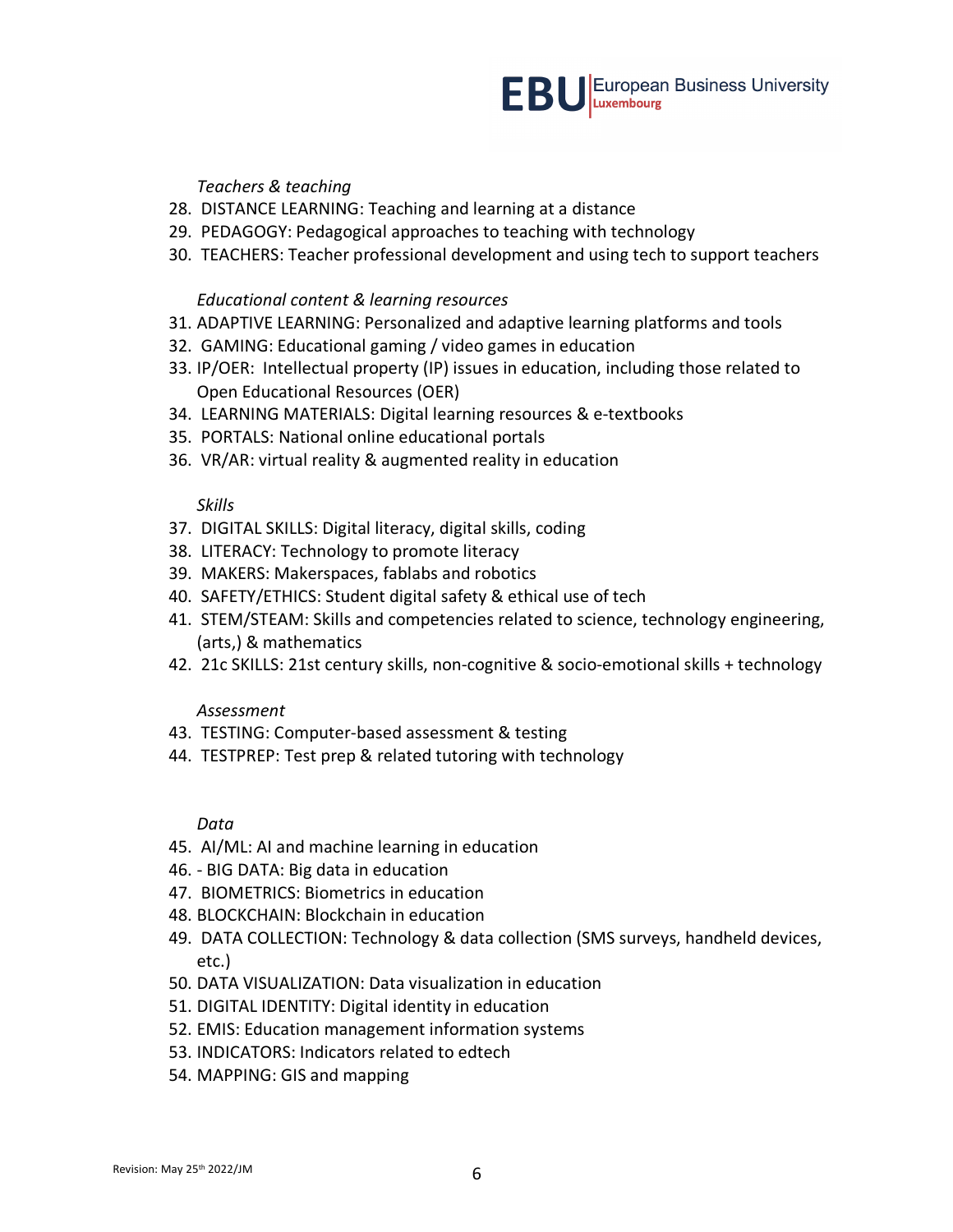*Teachers & teaching*

28. DISTANCE LEARNING: Teaching and learning at a distance
29. PEDAGOGY: Pedagogical approaches to teaching with technology
30. TEACHERS: Teacher professional development and using tech to support teachers

*Educational content & learning resources*

31. ADAPTIVE LEARNING: Personalized and adaptive learning platforms and tools
32. GAMING: Educational gaming / video games in education
33. IP/OER: Intellectual property (IP) issues in education, including those related to Open Educational Resources (OER)
34. LEARNING MATERIALS: Digital learning resources & e-textbooks
35. PORTALS: National online educational portals
36. VR/AR: virtual reality & augmented reality in education

*Skills*

37. DIGITAL SKILLS: Digital literacy, digital skills, coding
38. LITERACY: Technology to promote literacy
39. MAKERS: Makerspaces, fablabs and robotics
40. SAFETY/ETHICS: Student digital safety & ethical use of tech
41. STEM/STEAM: Skills and competencies related to science, technology engineering, (arts,) & mathematics
42. 21c SKILLS: 21st century skills, non-cognitive & socio-emotional skills + technology

*Assessment*

43. TESTING: Computer-based assessment & testing
44. TESTPREP: Test prep & related tutoring with technology

*Data*

45. AI/ML: AI and machine learning in education
46. - BIG DATA: Big data in education
47. BIOMETRICS: Biometrics in education
48. BLOCKCHAIN: Blockchain in education
49. DATA COLLECTION: Technology & data collection (SMS surveys, handheld devices, etc.)
50. DATA VISUALIZATION: Data visualization in education
51. DIGITAL IDENTITY: Digital identity in education
52. EMIS: Education management information systems
53. INDICATORS: Indicators related to edtech
54. MAPPING: GIS and mapping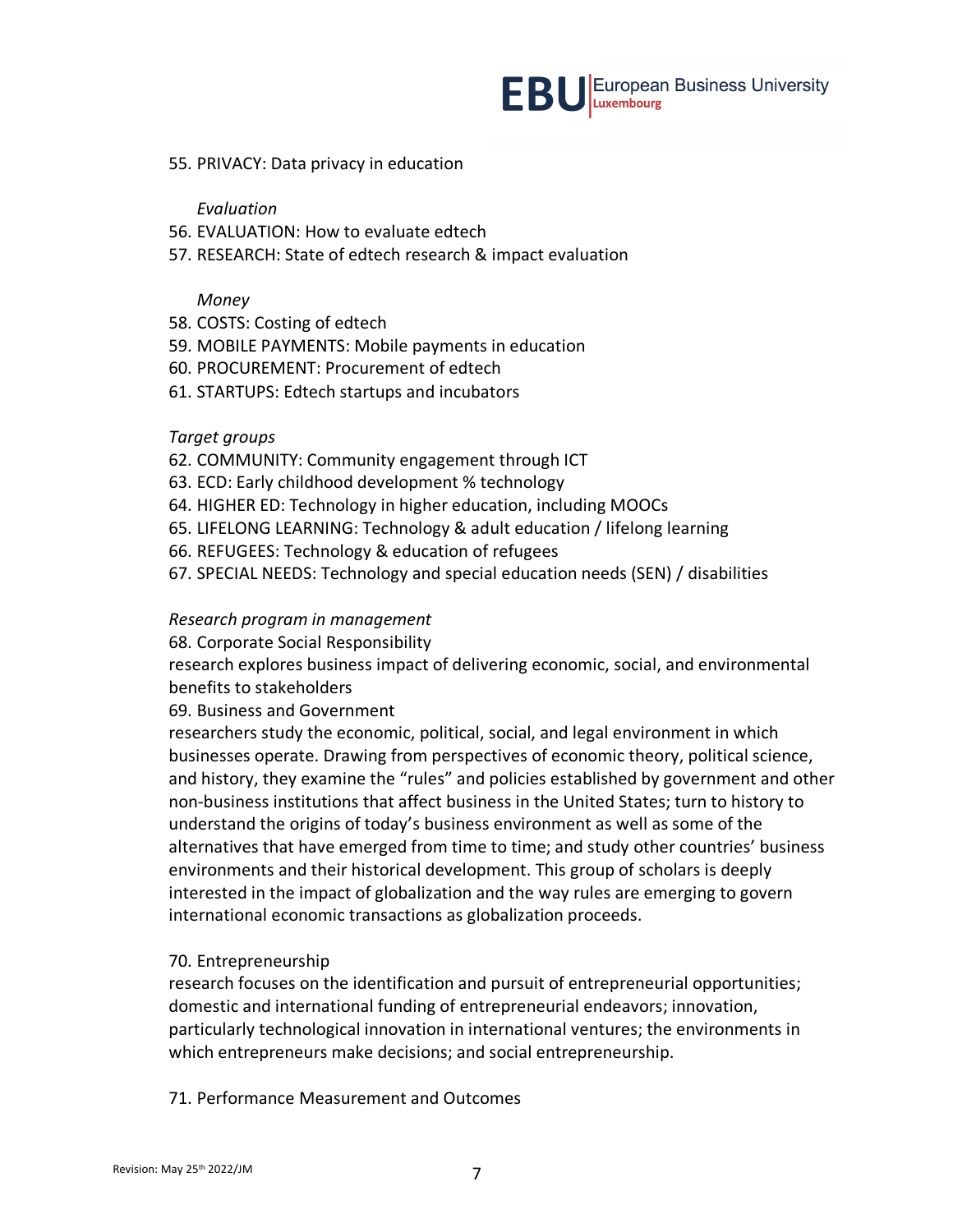55. PRIVACY: Data privacy in education

*Evaluation*

56. EVALUATION: How to evaluate edtech
57. RESEARCH: State of edtech research & impact evaluation

*Money*

58. COSTS: Costing of edtech
59. MOBILE PAYMENTS: Mobile payments in education
60. PROCUREMENT: Procurement of edtech
61. STARTUPS: Edtech startups and incubators

*Target groups*

62. COMMUNITY: Community engagement through ICT
63. ECD: Early childhood development % technology
64. HIGHER ED: Technology in higher education, including MOOCs
65. LIFELONG LEARNING: Technology & adult education / lifelong learning
66. REFUGEES: Technology & education of refugees
67. SPECIAL NEEDS: Technology and special education needs (SEN) / disabilities

*Research program in management*

68. Corporate Social Responsibility

research explores business impact of delivering economic, social, and environmental benefits to stakeholders

69. Business and Government

researchers study the economic, political, social, and legal environment in which businesses operate. Drawing from perspectives of economic theory, political science, and history, they examine the "rules" and policies established by government and other non-business institutions that affect business in the United States; turn to history to understand the origins of today's business environment as well as some of the alternatives that have emerged from time to time; and study other countries' business environments and their historical development. This group of scholars is deeply interested in the impact of globalization and the way rules are emerging to govern international economic transactions as globalization proceeds.

70. Entrepreneurship

research focuses on the identification and pursuit of entrepreneurial opportunities; domestic and international funding of entrepreneurial endeavors; innovation, particularly technological innovation in international ventures; the environments in which entrepreneurs make decisions; and social entrepreneurship.

71. Performance Measurement and Outcomes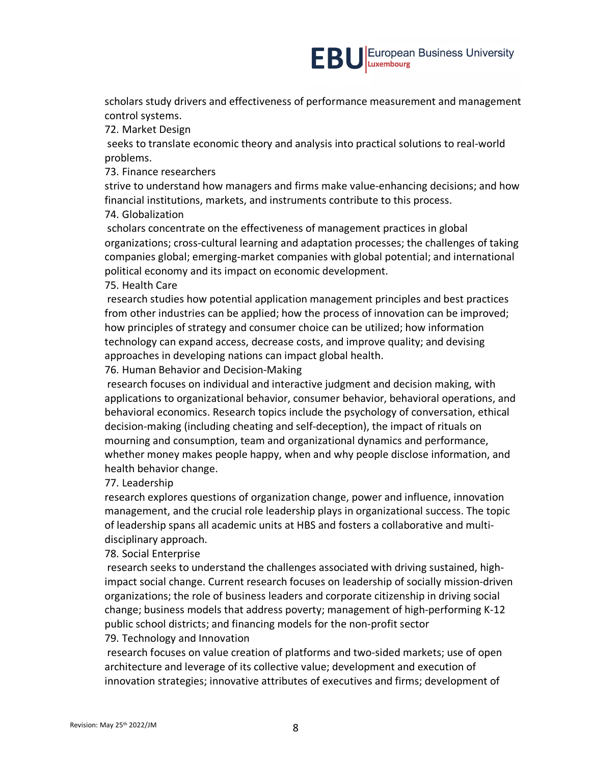scholars study drivers and effectiveness of performance measurement and management control systems.

72. Market Design

seeks to translate economic theory and analysis into practical solutions to real-world problems.

73. Finance researchers

strive to understand how managers and firms make value-enhancing decisions; and how financial institutions, markets, and instruments contribute to this process.

74. Globalization

scholars concentrate on the effectiveness of management practices in global organizations; cross-cultural learning and adaptation processes; the challenges of taking companies global; emerging-market companies with global potential; and international political economy and its impact on economic development.

75. Health Care

research studies how potential application management principles and best practices from other industries can be applied; how the process of innovation can be improved; how principles of strategy and consumer choice can be utilized; how information technology can expand access, decrease costs, and improve quality; and devising approaches in developing nations can impact global health.

76. Human Behavior and Decision-Making

research focuses on individual and interactive judgment and decision making, with applications to organizational behavior, consumer behavior, behavioral operations, and behavioral economics. Research topics include the psychology of conversation, ethical decision-making (including cheating and self-deception), the impact of rituals on mourning and consumption, team and organizational dynamics and performance, whether money makes people happy, when and why people disclose information, and health behavior change.

77. Leadership

research explores questions of organization change, power and influence, innovation management, and the crucial role leadership plays in organizational success. The topic of leadership spans all academic units at HBS and fosters a collaborative and multi-disciplinary approach.

78. Social Enterprise

research seeks to understand the challenges associated with driving sustained, high-impact social change. Current research focuses on leadership of socially mission-driven organizations; the role of business leaders and corporate citizenship in driving social change; business models that address poverty; management of high-performing K-12 public school districts; and financing models for the non-profit sector

79. Technology and Innovation

research focuses on value creation of platforms and two-sided markets; use of open architecture and leverage of its collective value; development and execution of innovation strategies; innovative attributes of executives and firms; development of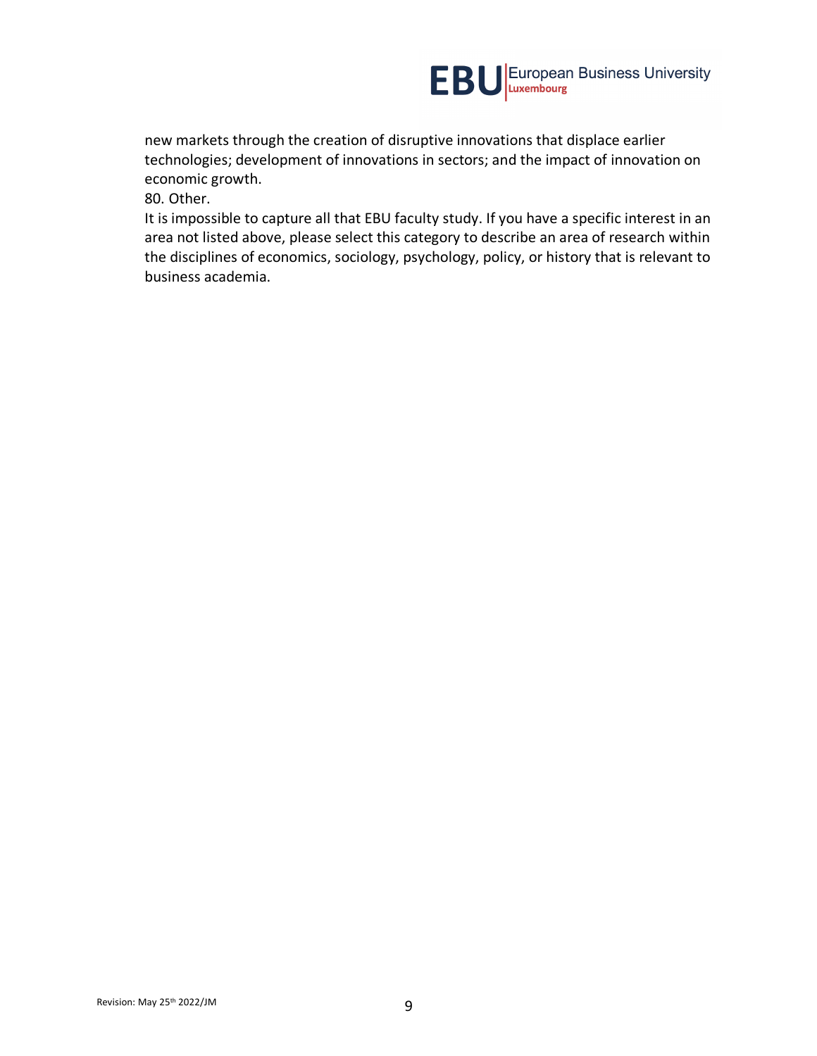new markets through the creation of disruptive innovations that displace earlier technologies; development of innovations in sectors; and the impact of innovation on economic growth.

80. Other.

It is impossible to capture all that EBU faculty study. If you have a specific interest in an area not listed above, please select this category to describe an area of research within the disciplines of economics, sociology, psychology, policy, or history that is relevant to business academia.